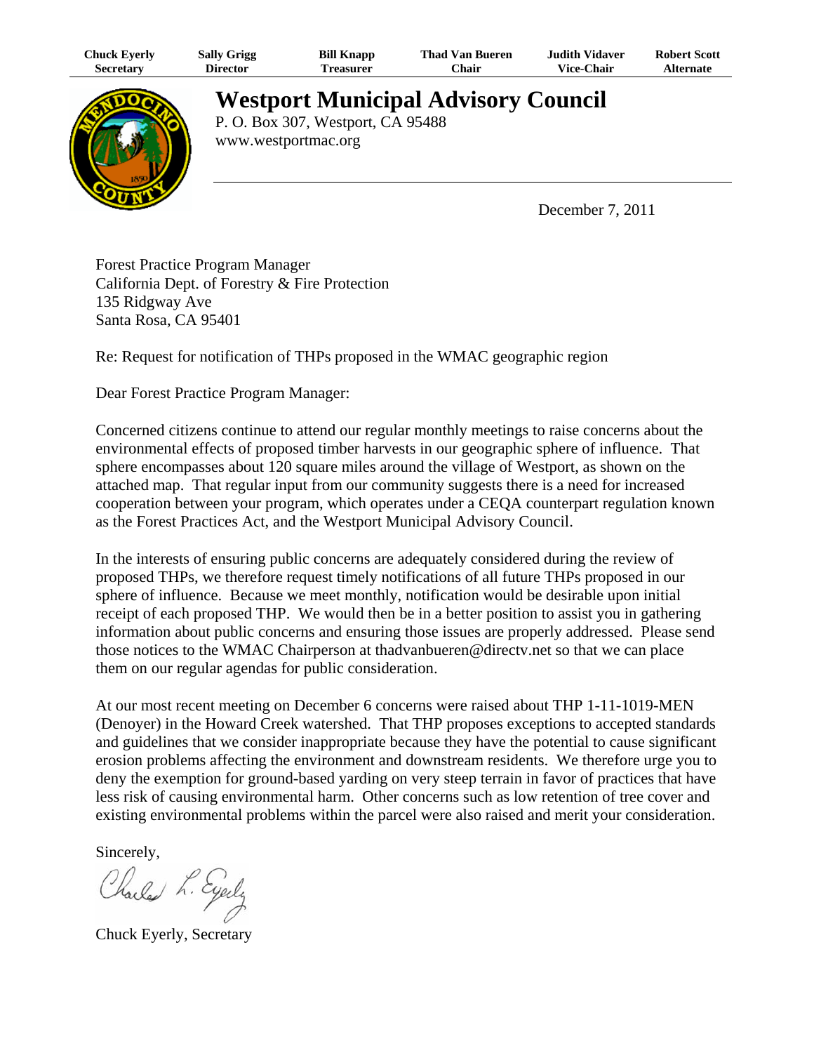| Chuck Eyerly | Sally Grigg | Bill Knapp | Thad Van Bueren | Judith Vidaver | Robert Scott |
|---|---|---|---|---|---|
| Secretary | Director | Treasurer | Chair | Vice-Chair | Alternate |

# Westport Municipal Advisory Council

P. O. Box 307, Westport, CA 95488
www.westportmac.org

December 7, 2011

Forest Practice Program Manager
California Dept. of Forestry & Fire Protection
135 Ridgway Ave
Santa Rosa, CA 95401

Re: Request for notification of THPs proposed in the WMAC geographic region

Dear Forest Practice Program Manager:

Concerned citizens continue to attend our regular monthly meetings to raise concerns about the environmental effects of proposed timber harvests in our geographic sphere of influence. That sphere encompasses about 120 square miles around the village of Westport, as shown on the attached map. That regular input from our community suggests there is a need for increased cooperation between your program, which operates under a CEQA counterpart regulation known as the Forest Practices Act, and the Westport Municipal Advisory Council.

In the interests of ensuring public concerns are adequately considered during the review of proposed THPs, we therefore request timely notifications of all future THPs proposed in our sphere of influence. Because we meet monthly, notification would be desirable upon initial receipt of each proposed THP. We would then be in a better position to assist you in gathering information about public concerns and ensuring those issues are properly addressed. Please send those notices to the WMAC Chairperson at thadvanbueren@directv.net so that we can place them on our regular agendas for public consideration.

At our most recent meeting on December 6 concerns were raised about THP 1-11-1019-MEN (Denoyer) in the Howard Creek watershed. That THP proposes exceptions to accepted standards and guidelines that we consider inappropriate because they have the potential to cause significant erosion problems affecting the environment and downstream residents. We therefore urge you to deny the exemption for ground-based yarding on very steep terrain in favor of practices that have less risk of causing environmental harm. Other concerns such as low retention of tree cover and existing environmental problems within the parcel were also raised and merit your consideration.

Sincerely,

Charles L. Eyerly

Chuck Eyerly, Secretary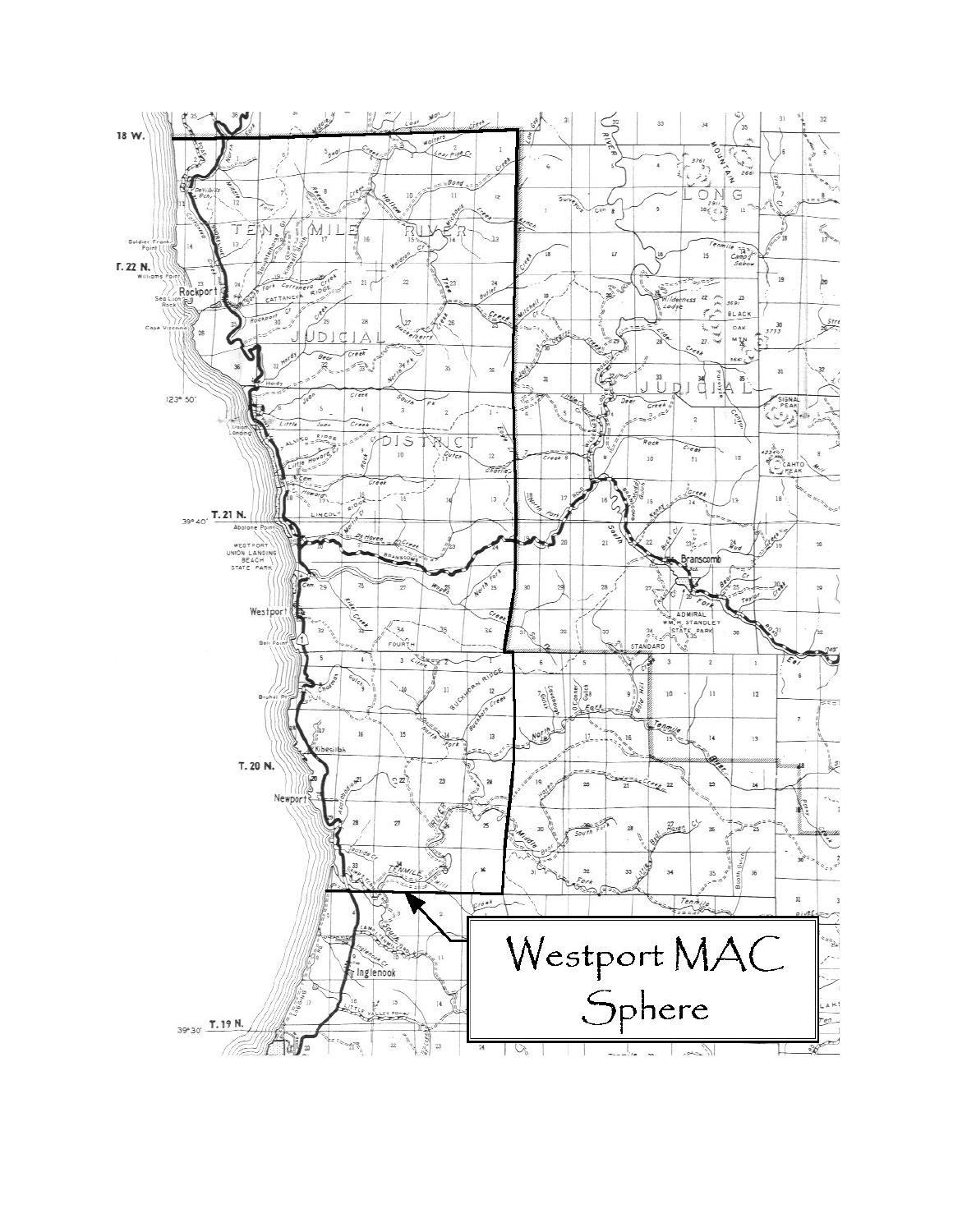Westport MAC Sphere